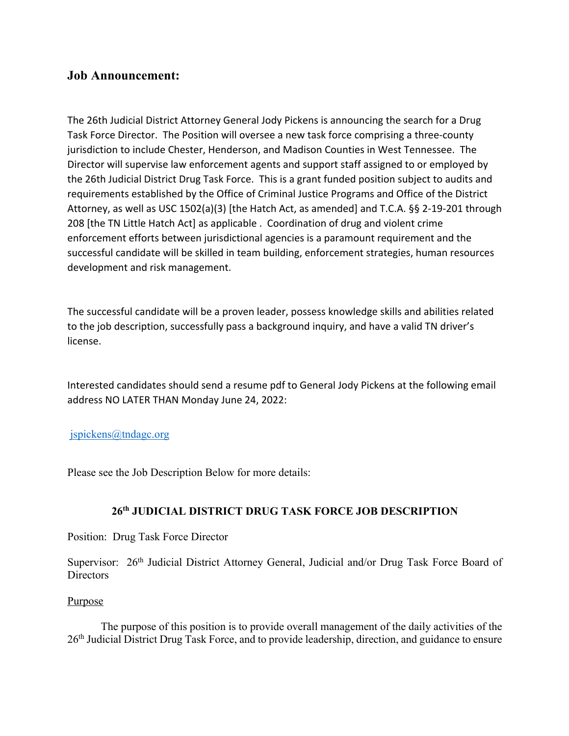## Job Announcement:

The 26th Judicial District Attorney General Jody Pickens is announcing the search for a Drug Task Force Director. The Position will oversee a new task force comprising a three-county jurisdiction to include Chester, Henderson, and Madison Counties in West Tennessee. The Director will supervise law enforcement agents and support staff assigned to or employed by the 26th Judicial District Drug Task Force. This is a grant funded position subject to audits and requirements established by the Office of Criminal Justice Programs and Office of the District Attorney, as well as USC 1502(a)(3) [the Hatch Act, as amended] and T.C.A. §§ 2-19-201 through 208 [the TN Little Hatch Act] as applicable . Coordination of drug and violent crime enforcement efforts between jurisdictional agencies is a paramount requirement and the successful candidate will be skilled in team building, enforcement strategies, human resources development and risk management.

The successful candidate will be a proven leader, possess knowledge skills and abilities related to the job description, successfully pass a background inquiry, and have a valid TN driver's license.

Interested candidates should send a resume pdf to General Jody Pickens at the following email address NO LATER THAN Monday June 24, 2022:

jspickens@tndagc.org

Please see the Job Description Below for more details:

### 26th JUDICIAL DISTRICT DRUG TASK FORCE JOB DESCRIPTION

Position: Drug Task Force Director

Supervisor: 26th Judicial District Attorney General, Judicial and/or Drug Task Force Board of Directors

Purpose

The purpose of this position is to provide overall management of the daily activities of the 26th Judicial District Drug Task Force, and to provide leadership, direction, and guidance to ensure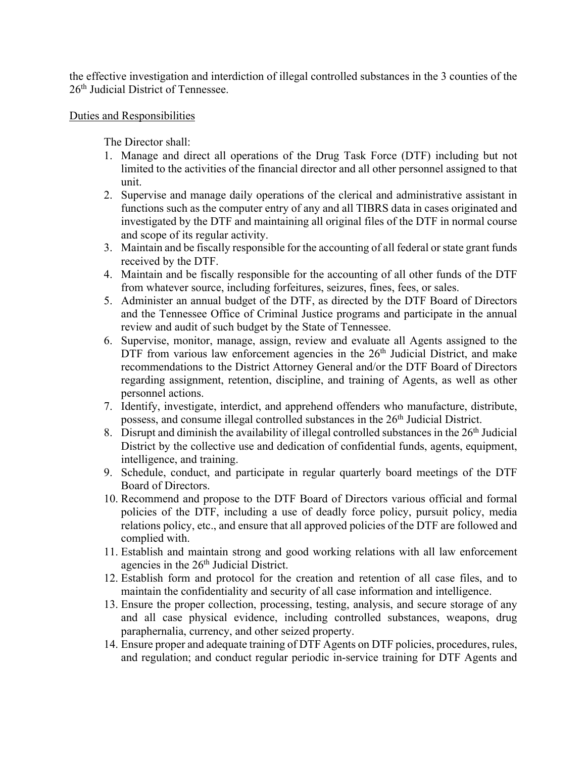the effective investigation and interdiction of illegal controlled substances in the 3 counties of the 26th Judicial District of Tennessee.

Duties and Responsibilities

The Director shall:

1. Manage and direct all operations of the Drug Task Force (DTF) including but not limited to the activities of the financial director and all other personnel assigned to that unit.
2. Supervise and manage daily operations of the clerical and administrative assistant in functions such as the computer entry of any and all TIBRS data in cases originated and investigated by the DTF and maintaining all original files of the DTF in normal course and scope of its regular activity.
3. Maintain and be fiscally responsible for the accounting of all federal or state grant funds received by the DTF.
4. Maintain and be fiscally responsible for the accounting of all other funds of the DTF from whatever source, including forfeitures, seizures, fines, fees, or sales.
5. Administer an annual budget of the DTF, as directed by the DTF Board of Directors and the Tennessee Office of Criminal Justice programs and participate in the annual review and audit of such budget by the State of Tennessee.
6. Supervise, monitor, manage, assign, review and evaluate all Agents assigned to the DTF from various law enforcement agencies in the 26th Judicial District, and make recommendations to the District Attorney General and/or the DTF Board of Directors regarding assignment, retention, discipline, and training of Agents, as well as other personnel actions.
7. Identify, investigate, interdict, and apprehend offenders who manufacture, distribute, possess, and consume illegal controlled substances in the 26th Judicial District.
8. Disrupt and diminish the availability of illegal controlled substances in the 26th Judicial District by the collective use and dedication of confidential funds, agents, equipment, intelligence, and training.
9. Schedule, conduct, and participate in regular quarterly board meetings of the DTF Board of Directors.
10. Recommend and propose to the DTF Board of Directors various official and formal policies of the DTF, including a use of deadly force policy, pursuit policy, media relations policy, etc., and ensure that all approved policies of the DTF are followed and complied with.
11. Establish and maintain strong and good working relations with all law enforcement agencies in the 26th Judicial District.
12. Establish form and protocol for the creation and retention of all case files, and to maintain the confidentiality and security of all case information and intelligence.
13. Ensure the proper collection, processing, testing, analysis, and secure storage of any and all case physical evidence, including controlled substances, weapons, drug paraphernalia, currency, and other seized property.
14. Ensure proper and adequate training of DTF Agents on DTF policies, procedures, rules, and regulation; and conduct regular periodic in-service training for DTF Agents and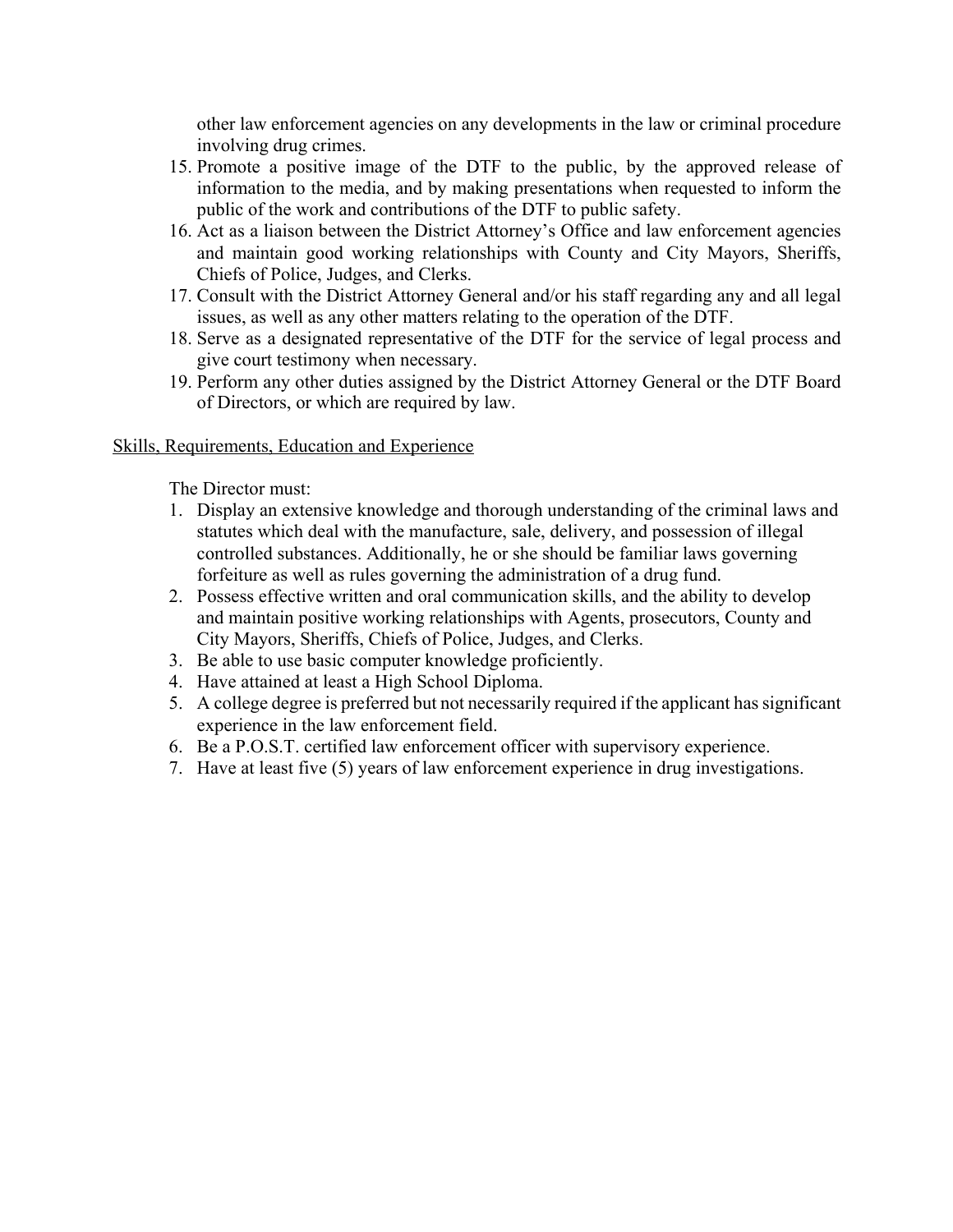other law enforcement agencies on any developments in the law or criminal procedure involving drug crimes.

15. Promote a positive image of the DTF to the public, by the approved release of information to the media, and by making presentations when requested to inform the public of the work and contributions of the DTF to public safety.
16. Act as a liaison between the District Attorney's Office and law enforcement agencies and maintain good working relationships with County and City Mayors, Sheriffs, Chiefs of Police, Judges, and Clerks.
17. Consult with the District Attorney General and/or his staff regarding any and all legal issues, as well as any other matters relating to the operation of the DTF.
18. Serve as a designated representative of the DTF for the service of legal process and give court testimony when necessary.
19. Perform any other duties assigned by the District Attorney General or the DTF Board of Directors, or which are required by law.

<u>Skills, Requirements, Education and Experience</u>

The Director must:

1. Display an extensive knowledge and thorough understanding of the criminal laws and statutes which deal with the manufacture, sale, delivery, and possession of illegal controlled substances. Additionally, he or she should be familiar laws governing forfeiture as well as rules governing the administration of a drug fund.
2. Possess effective written and oral communication skills, and the ability to develop and maintain positive working relationships with Agents, prosecutors, County and City Mayors, Sheriffs, Chiefs of Police, Judges, and Clerks.
3. Be able to use basic computer knowledge proficiently.
4. Have attained at least a High School Diploma.
5. A college degree is preferred but not necessarily required if the applicant has significant experience in the law enforcement field.
6. Be a P.O.S.T. certified law enforcement officer with supervisory experience.
7. Have at least five (5) years of law enforcement experience in drug investigations.